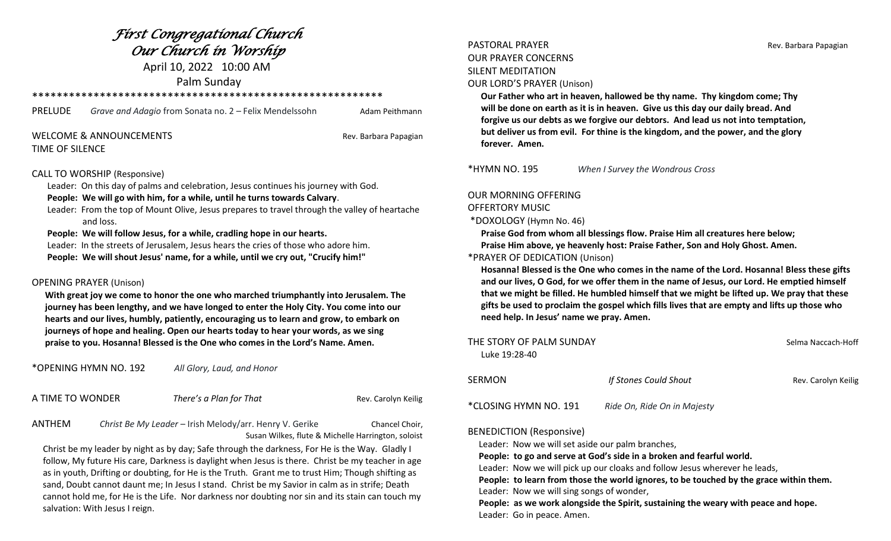# *First Congregational Church*
# *Our Church in Worship*

April 10, 2022 10:00 AM

Palm Sunday

\*\*\*\*\*\*\*\*\*\*\*\*\*\*\*\*\*\*\*\*\*\*\*\*\*\*\*\*\*\*\*\*\*\*\*\*\*\*\*\*\*\*\*\*\*\*\*\*\*\*\*\*\*\*\*\*\*

PRELUDE *Grave and Adagio* from Sonata no. 2 – Felix Mendelssohn — Adam Peithmann

WELCOME & ANNOUNCEMENTS — Rev. Barbara Papagian

TIME OF SILENCE

CALL TO WORSHIP (Responsive)

Leader: On this day of palms and celebration, Jesus continues his journey with God.

**People: We will go with him, for a while, until he turns towards Calvary**.

Leader: From the top of Mount Olive, Jesus prepares to travel through the valley of heartache and loss.

**People: We will follow Jesus, for a while, cradling hope in our hearts.**

Leader: In the streets of Jerusalem, Jesus hears the cries of those who adore him.

**People: We will shout Jesus' name, for a while, until we cry out, "Crucify him!"**

OPENING PRAYER (Unison)

**With great joy we come to honor the one who marched triumphantly into Jerusalem. The journey has been lengthy, and we have longed to enter the Holy City. You come into our hearts and our lives, humbly, patiently, encouraging us to learn and grow, to embark on journeys of hope and healing. Open our hearts today to hear your words, as we sing praise to you. Hosanna! Blessed is the One who comes in the Lord's Name. Amen.**

\*OPENING HYMN NO. 192 *All Glory, Laud, and Honor*

A TIME TO WONDER *There's a Plan for That* — Rev. Carolyn Keilig

ANTHEM *Christ Be My Leader* – Irish Melody/arr. Henry V. Gerike — Chancel Choir, Susan Wilkes, flute & Michelle Harrington, soloist

Christ be my leader by night as by day; Safe through the darkness, For He is the Way. Gladly I follow, My future His care, Darkness is daylight when Jesus is there. Christ be my teacher in age as in youth, Drifting or doubting, for He is the Truth. Grant me to trust Him; Though shifting as sand, Doubt cannot daunt me; In Jesus I stand. Christ be my Savior in calm as in strife; Death cannot hold me, for He is the Life. Nor darkness nor doubting nor sin and its stain can touch my salvation: With Jesus I reign.

PASTORAL PRAYER — Rev. Barbara Papagian

OUR PRAYER CONCERNS

SILENT MEDITATION

OUR LORD'S PRAYER (Unison)

**Our Father who art in heaven, hallowed be thy name. Thy kingdom come; Thy will be done on earth as it is in heaven. Give us this day our daily bread. And forgive us our debts as we forgive our debtors. And lead us not into temptation, but deliver us from evil. For thine is the kingdom, and the power, and the glory forever. Amen.**

\*HYMN NO. 195 *When I Survey the Wondrous Cross*

OUR MORNING OFFERING

OFFERTORY MUSIC

\*DOXOLOGY (Hymn No. 46)

**Praise God from whom all blessings flow. Praise Him all creatures here below; Praise Him above, ye heavenly host: Praise Father, Son and Holy Ghost. Amen.**

\*PRAYER OF DEDICATION (Unison)

**Hosanna! Blessed is the One who comes in the name of the Lord. Hosanna! Bless these gifts and our lives, O God, for we offer them in the name of Jesus, our Lord. He emptied himself that we might be filled. He humbled himself that we might be lifted up. We pray that these gifts be used to proclaim the gospel which fills lives that are empty and lifts up those who need help. In Jesus' name we pray. Amen.**

THE STORY OF PALM SUNDAY — Selma Naccach-Hoff

Luke 19:28-40

SERMON *If Stones Could Shout* — Rev. Carolyn Keilig

\*CLOSING HYMN NO. 191 *Ride On, Ride On in Majesty*

BENEDICTION (Responsive)

Leader: Now we will set aside our palm branches,

**People: to go and serve at God's side in a broken and fearful world.**

Leader: Now we will pick up our cloaks and follow Jesus wherever he leads,

**People: to learn from those the world ignores, to be touched by the grace within them.**

Leader: Now we will sing songs of wonder,

**People: as we work alongside the Spirit, sustaining the weary with peace and hope.**

Leader: Go in peace. Amen.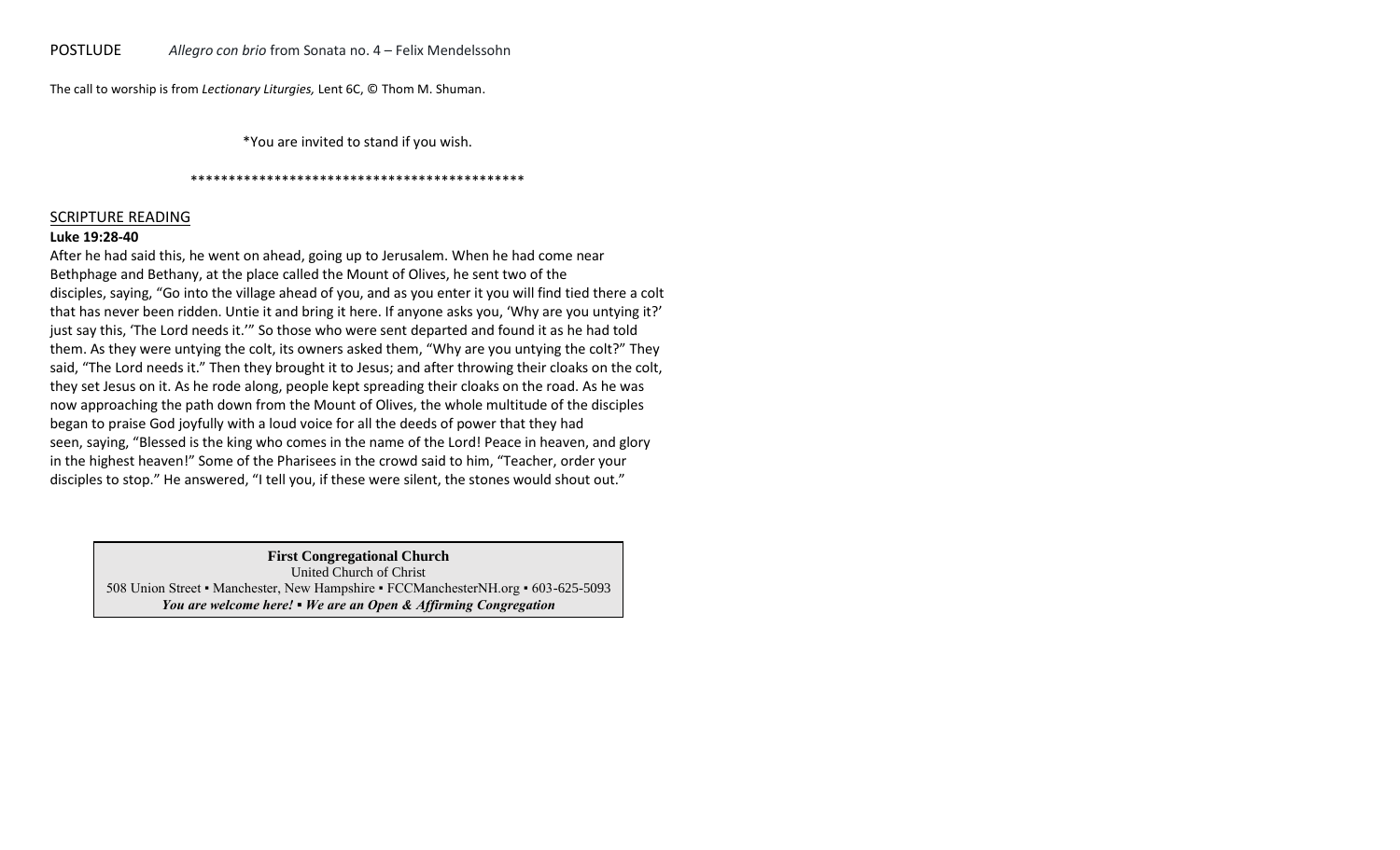POSTLUDE *Allegro con brio* from Sonata no. 4 – Felix Mendelssohn

The call to worship is from *Lectionary Liturgies,* Lent 6C, © Thom M. Shuman.

*You are invited to stand if you wish.

********************************************

SCRIPTURE READING

**Luke 19:28-40**

After he had said this, he went on ahead, going up to Jerusalem. When he had come near Bethphage and Bethany, at the place called the Mount of Olives, he sent two of the disciples, saying, "Go into the village ahead of you, and as you enter it you will find tied there a colt that has never been ridden. Untie it and bring it here. If anyone asks you, 'Why are you untying it?' just say this, 'The Lord needs it.'" So those who were sent departed and found it as he had told them. As they were untying the colt, its owners asked them, "Why are you untying the colt?" They said, "The Lord needs it." Then they brought it to Jesus; and after throwing their cloaks on the colt, they set Jesus on it. As he rode along, people kept spreading their cloaks on the road. As he was now approaching the path down from the Mount of Olives, the whole multitude of the disciples began to praise God joyfully with a loud voice for all the deeds of power that they had seen, saying, "Blessed is the king who comes in the name of the Lord! Peace in heaven, and glory in the highest heaven!" Some of the Pharisees in the crowd said to him, "Teacher, order your disciples to stop." He answered, "I tell you, if these were silent, the stones would shout out."

**First Congregational Church**
United Church of Christ
508 Union Street ▪ Manchester, New Hampshire ▪ FCCManchesterNH.org ▪ 603-625-5093
***You are welcome here! ▪ We are an Open & Affirming Congregation***